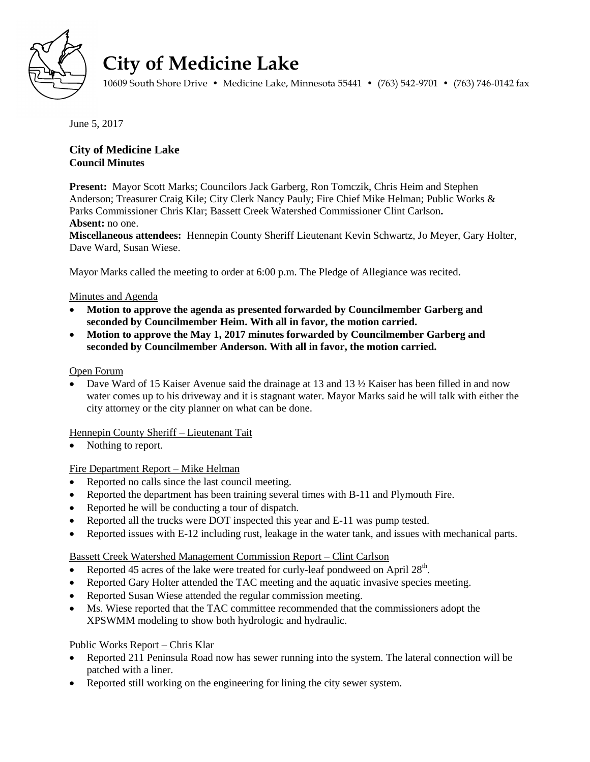# City of Medicine Lake

10609 South Shore Drive • Medicine Lake, Minnesota 55441 • (763) 542-9701 • (763) 746-0142 fax

June 5, 2017

**City of Medicine Lake**
**Council Minutes**

**Present:** Mayor Scott Marks; Councilors Jack Garberg, Ron Tomczik, Chris Heim and Stephen Anderson; Treasurer Craig Kile; City Clerk Nancy Pauly; Fire Chief Mike Helman; Public Works & Parks Commissioner Chris Klar; Bassett Creek Watershed Commissioner Clint Carlson**.**
**Absent:** no one.
**Miscellaneous attendees:** Hennepin County Sheriff Lieutenant Kevin Schwartz, Jo Meyer, Gary Holter, Dave Ward, Susan Wiese.

Mayor Marks called the meeting to order at 6:00 p.m. The Pledge of Allegiance was recited.

Minutes and Agenda

- **Motion to approve the agenda as presented forwarded by Councilmember Garberg and seconded by Councilmember Heim. With all in favor, the motion carried.**
- **Motion to approve the May 1, 2017 minutes forwarded by Councilmember Garberg and seconded by Councilmember Anderson. With all in favor, the motion carried.**

Open Forum

- Dave Ward of 15 Kaiser Avenue said the drainage at 13 and 13 ½ Kaiser has been filled in and now water comes up to his driveway and it is stagnant water. Mayor Marks said he will talk with either the city attorney or the city planner on what can be done.

Hennepin County Sheriff – Lieutenant Tait

- Nothing to report.

Fire Department Report – Mike Helman

- Reported no calls since the last council meeting.
- Reported the department has been training several times with B-11 and Plymouth Fire.
- Reported he will be conducting a tour of dispatch.
- Reported all the trucks were DOT inspected this year and E-11 was pump tested.
- Reported issues with E-12 including rust, leakage in the water tank, and issues with mechanical parts.

Bassett Creek Watershed Management Commission Report – Clint Carlson

- Reported 45 acres of the lake were treated for curly-leaf pondweed on April 28th.
- Reported Gary Holter attended the TAC meeting and the aquatic invasive species meeting.
- Reported Susan Wiese attended the regular commission meeting.
- Ms. Wiese reported that the TAC committee recommended that the commissioners adopt the XPSWMM modeling to show both hydrologic and hydraulic.

Public Works Report – Chris Klar

- Reported 211 Peninsula Road now has sewer running into the system. The lateral connection will be patched with a liner.
- Reported still working on the engineering for lining the city sewer system.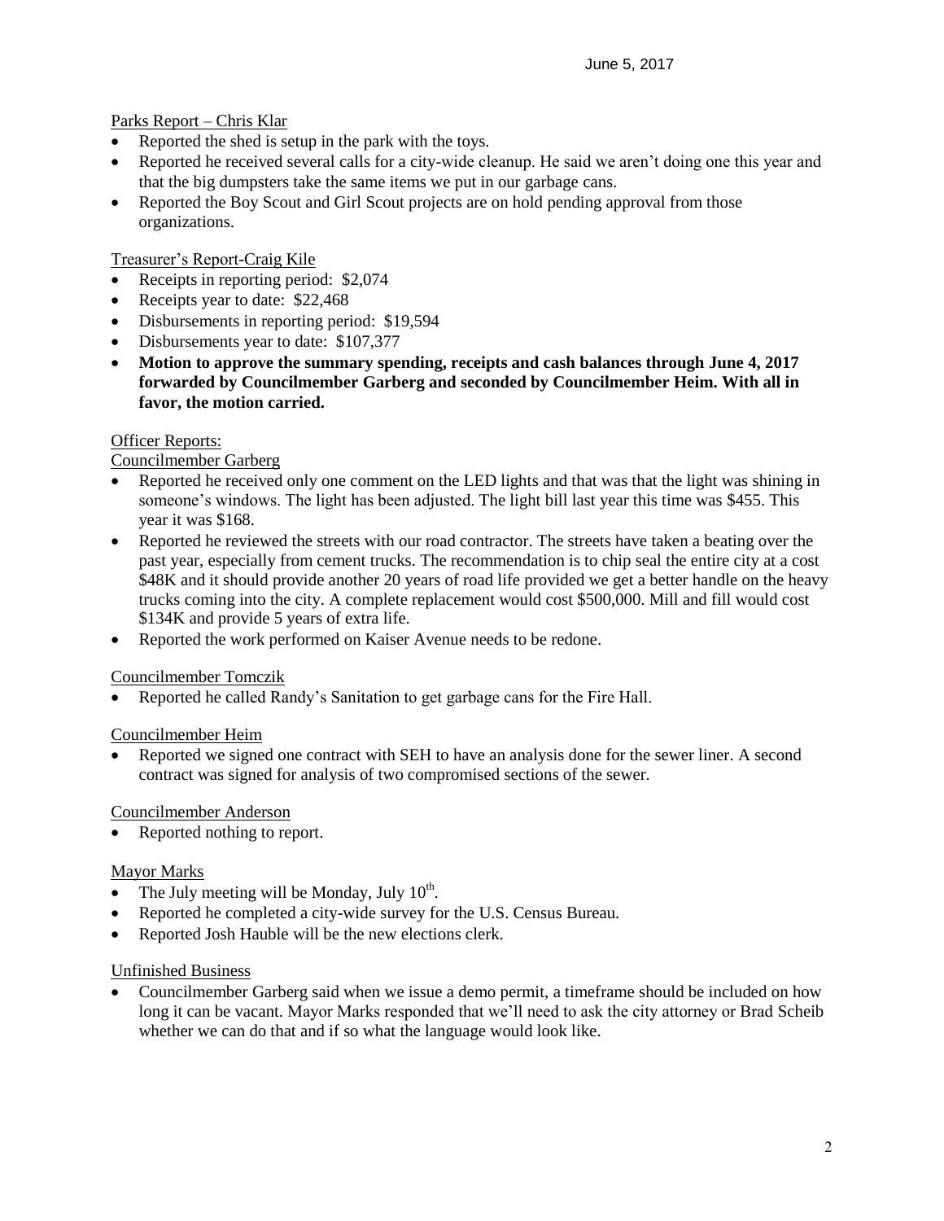Parks Report – Chris Klar

- Reported the shed is setup in the park with the toys.
- Reported he received several calls for a city-wide cleanup. He said we aren't doing one this year and that the big dumpsters take the same items we put in our garbage cans.
- Reported the Boy Scout and Girl Scout projects are on hold pending approval from those organizations.

Treasurer's Report-Craig Kile

- Receipts in reporting period: $2,074
- Receipts year to date: $22,468
- Disbursements in reporting period: $19,594
- Disbursements year to date: $107,377
- **Motion to approve the summary spending, receipts and cash balances through June 4, 2017 forwarded by Councilmember Garberg and seconded by Councilmember Heim. With all in favor, the motion carried.**

Officer Reports:

Councilmember Garberg

- Reported he received only one comment on the LED lights and that was that the light was shining in someone's windows. The light has been adjusted. The light bill last year this time was $455. This year it was $168.
- Reported he reviewed the streets with our road contractor. The streets have taken a beating over the past year, especially from cement trucks. The recommendation is to chip seal the entire city at a cost $48K and it should provide another 20 years of road life provided we get a better handle on the heavy trucks coming into the city. A complete replacement would cost $500,000. Mill and fill would cost $134K and provide 5 years of extra life.
- Reported the work performed on Kaiser Avenue needs to be redone.

Councilmember Tomczik

- Reported he called Randy's Sanitation to get garbage cans for the Fire Hall.

Councilmember Heim

- Reported we signed one contract with SEH to have an analysis done for the sewer liner. A second contract was signed for analysis of two compromised sections of the sewer.

Councilmember Anderson

- Reported nothing to report.

Mayor Marks

- The July meeting will be Monday, July 10th.
- Reported he completed a city-wide survey for the U.S. Census Bureau.
- Reported Josh Hauble will be the new elections clerk.

Unfinished Business

- Councilmember Garberg said when we issue a demo permit, a timeframe should be included on how long it can be vacant. Mayor Marks responded that we'll need to ask the city attorney or Brad Scheib whether we can do that and if so what the language would look like.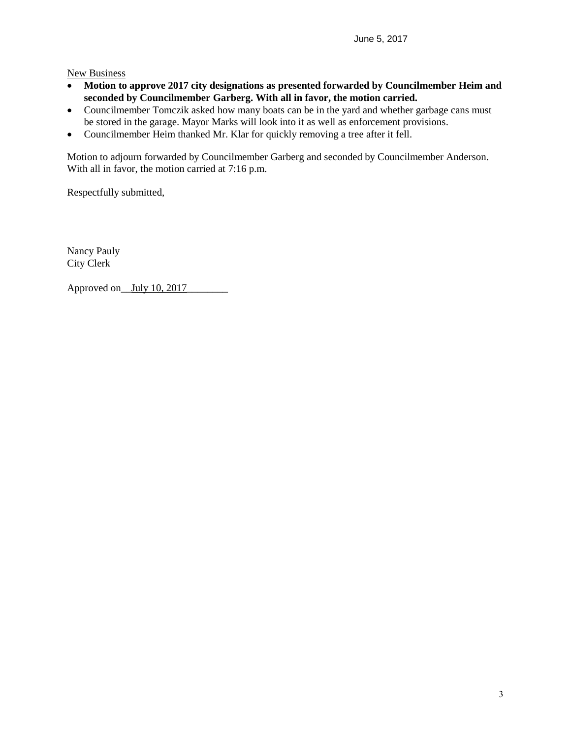New Business

- **Motion to approve 2017 city designations as presented forwarded by Councilmember Heim and seconded by Councilmember Garberg. With all in favor, the motion carried.**
- Councilmember Tomczik asked how many boats can be in the yard and whether garbage cans must be stored in the garage. Mayor Marks will look into it as well as enforcement provisions.
- Councilmember Heim thanked Mr. Klar for quickly removing a tree after it fell.

Motion to adjourn forwarded by Councilmember Garberg and seconded by Councilmember Anderson. With all in favor, the motion carried at 7:16 p.m.

Respectfully submitted,

Nancy Pauly
City Clerk

Approved on__July 10, 2017________